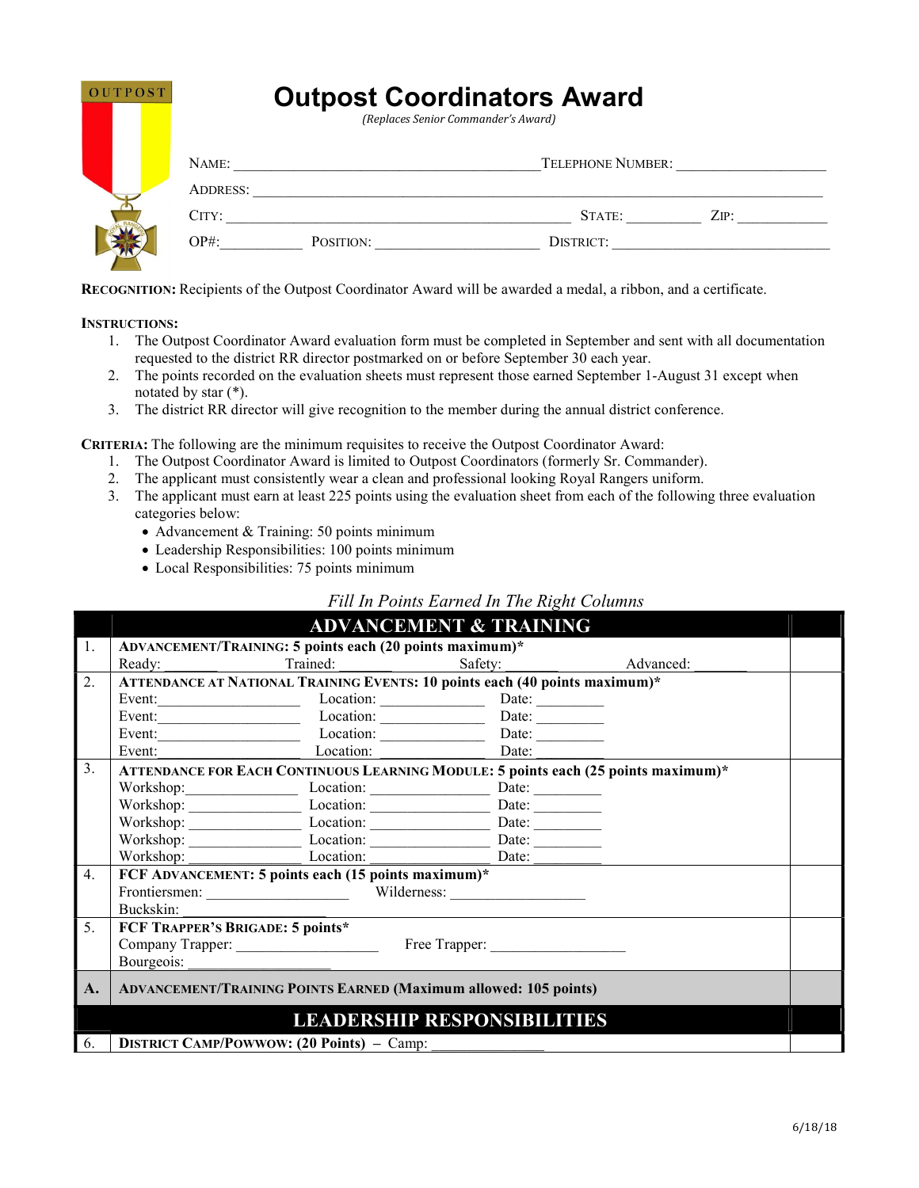OUTPOST

# Outpost Coordinators Award

*(Replaces Senior Commander's Award)*

NAME: ________________________________________ TELEPHONE NUMBER: ____________________

ADDRESS: ______________________________________________________________________________

CITY: _____________________________________________ STATE: _________ ZIP: ____________

OP#:__________ POSITION: _____________________ DISTRICT: _____________________________

**RECOGNITION:** Recipients of the Outpost Coordinator Award will be awarded a medal, a ribbon, and a certificate.

**INSTRUCTIONS:**

1. The Outpost Coordinator Award evaluation form must be completed in September and sent with all documentation requested to the district RR director postmarked on or before September 30 each year.
2. The points recorded on the evaluation sheets must represent those earned September 1-August 31 except when notated by star (*).
3. The district RR director will give recognition to the member during the annual district conference.

**CRITERIA:** The following are the minimum requisites to receive the Outpost Coordinator Award:

1. The Outpost Coordinator Award is limited to Outpost Coordinators (formerly Sr. Commander).
2. The applicant must consistently wear a clean and professional looking Royal Rangers uniform.
3. The applicant must earn at least 225 points using the evaluation sheet from each of the following three evaluation categories below:
   - Advancement & Training: 50 points minimum
   - Leadership Responsibilities: 100 points minimum
   - Local Responsibilities: 75 points minimum

*Fill In Points Earned In The Right Columns*

| | ADVANCEMENT & TRAINING | |
|---|---|---|
| 1. | **ADVANCEMENT/TRAINING: 5 points each (20 points maximum)***<br>Ready: _______ Trained: _______ Safety: _______ Advanced: _______ | |
| 2. | **ATTENDANCE AT NATIONAL TRAINING EVENTS: 10 points each (40 points maximum)***<br>Event:__________________ Location: _____________ Date: _________<br>Event:__________________ Location: _____________ Date: _________<br>Event:__________________ Location: _____________ Date: _________<br>Event:__________________ Location: _____________ Date: _________ | |
| 3. | **ATTENDANCE FOR EACH CONTINUOUS LEARNING MODULE: 5 points each (25 points maximum)***<br>Workshop:______________ Location: _______________ Date: _________<br>Workshop:______________ Location: _______________ Date: _________<br>Workshop:______________ Location: _______________ Date: _________<br>Workshop:______________ Location: _______________ Date: _________<br>Workshop:______________ Location: _______________ Date: _________ | |
| 4. | **FCF ADVANCEMENT: 5 points each (15 points maximum)***<br>Frontiersmen: __________________ Wilderness: _________________<br>Buckskin: ____________________ | |
| 5. | **FCF TRAPPER'S BRIGADE: 5 points***<br>Company Trapper: _________________ Free Trapper: _________________<br>Bourgeois: ___________________ | |
| **A.** | **ADVANCEMENT/TRAINING POINTS EARNED (Maximum allowed: 105 points)** | |
| | **LEADERSHIP RESPONSIBILITIES** | |
| 6. | **DISTRICT CAMP/POWWOW: (20 Points)** – Camp: _______________ | |

6/18/18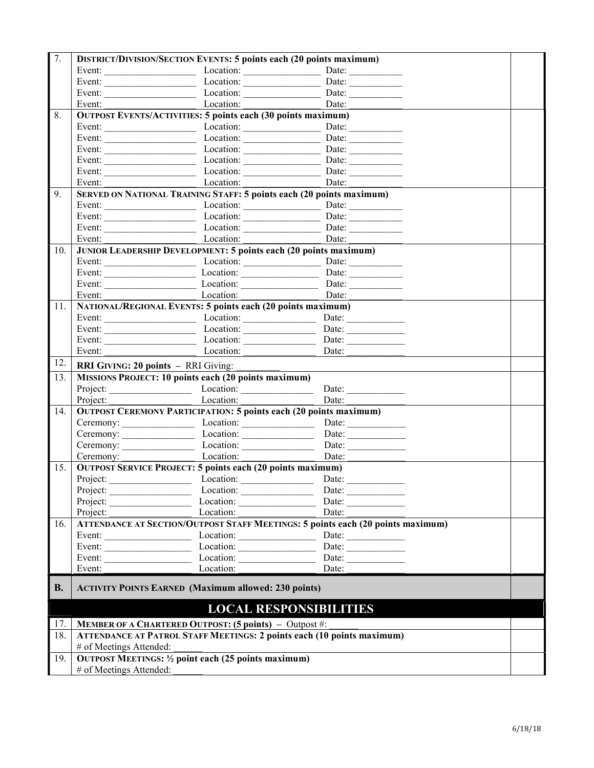| | | |
|---|---|---|
| 7. | **DISTRICT/DIVISION/SECTION EVENTS: 5 points each (20 points maximum)**<br>Event: ________ Location: ________ Date: ________<br>Event: ________ Location: ________ Date: ________<br>Event: ________ Location: ________ Date: ________<br>Event: ________ Location: ________ Date: ________ | |
| 8. | **OUTPOST EVENTS/ACTIVITIES: 5 points each (30 points maximum)**<br>Event: ________ Location: ________ Date: ________<br>Event: ________ Location: ________ Date: ________<br>Event: ________ Location: ________ Date: ________<br>Event: ________ Location: ________ Date: ________<br>Event: ________ Location: ________ Date: ________<br>Event: ________ Location: ________ Date: ________ | |
| 9. | **SERVED ON NATIONAL TRAINING STAFF: 5 points each (20 points maximum)**<br>Event: ________ Location: ________ Date: ________<br>Event: ________ Location: ________ Date: ________<br>Event: ________ Location: ________ Date: ________<br>Event: ________ Location: ________ Date: ________ | |
| 10. | **JUNIOR LEADERSHIP DEVELOPMENT: 5 points each (20 points maximum)**<br>Event: ________ Location: ________ Date: ________<br>Event: ________ Location: ________ Date: ________<br>Event: ________ Location: ________ Date: ________<br>Event: ________ Location: ________ Date: ________ | |
| 11. | **NATIONAL/REGIONAL EVENTS: 5 points each (20 points maximum)**<br>Event: ________ Location: ________ Date: ________<br>Event: ________ Location: ________ Date: ________<br>Event: ________ Location: ________ Date: ________<br>Event: ________ Location: ________ Date: ________ | |
| 12. | **RRI GIVING: 20 points** – RRI Giving: ________ | |
| 13. | **MISSIONS PROJECT: 10 points each (20 points maximum)**<br>Project: ________ Location: ________ Date: ________<br>Project: ________ Location: ________ Date: ________ | |
| 14. | **OUTPOST CEREMONY PARTICIPATION: 5 points each (20 points maximum)**<br>Ceremony: ________ Location: ________ Date: ________<br>Ceremony: ________ Location: ________ Date: ________<br>Ceremony: ________ Location: ________ Date: ________<br>Ceremony: ________ Location: ________ Date: ________ | |
| 15. | **OUTPOST SERVICE PROJECT: 5 points each (20 points maximum)**<br>Project: ________ Location: ________ Date: ________<br>Project: ________ Location: ________ Date: ________<br>Project: ________ Location: ________ Date: ________<br>Project: ________ Location: ________ Date: ________ | |
| 16. | **ATTENDANCE AT SECTION/OUTPOST STAFF MEETINGS: 5 points each (20 points maximum)**<br>Event: ________ Location: ________ Date: ________<br>Event: ________ Location: ________ Date: ________<br>Event: ________ Location: ________ Date: ________<br>Event: ________ Location: ________ Date: ________ | |
| **B.** | **ACTIVITY POINTS EARNED (Maximum allowed: 230 points)** | |

## LOCAL RESPONSIBILITIES

| | | |
|---|---|---|
| 17. | **MEMBER OF A CHARTERED OUTPOST: (5 points)** – Outpost #: ______ | |
| 18. | **ATTENDANCE AT PATROL STAFF MEETINGS: 2 points each (10 points maximum)**<br># of Meetings Attended: ______ | |
| 19. | **OUTPOST MEETINGS: ½ point each (25 points maximum)**<br># of Meetings Attended: ______ | |

6/18/18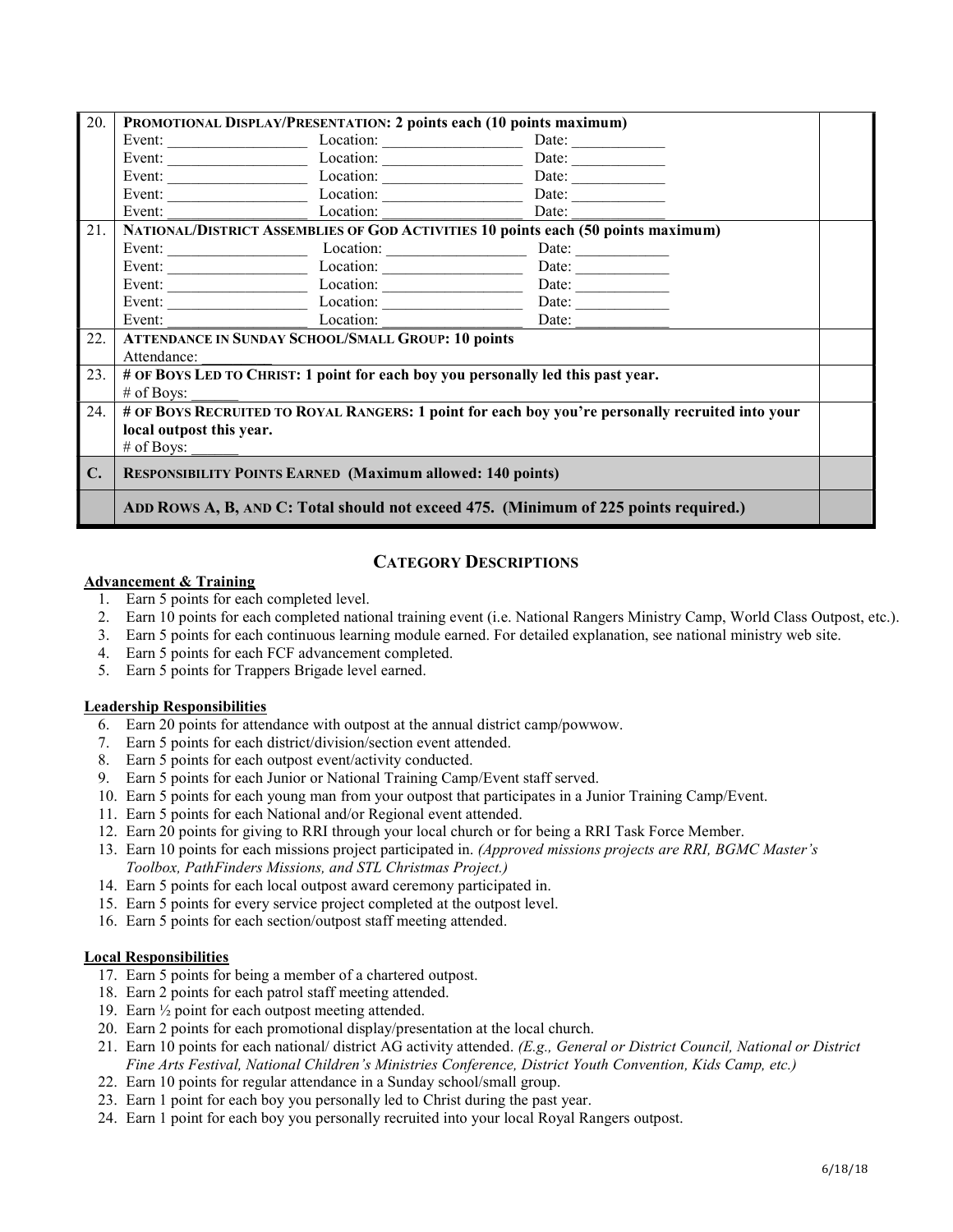| | | |
|---|---|---|
| 20. | **PROMOTIONAL DISPLAY/PRESENTATION: 2 points each (10 points maximum)**<br>Event: __________ Location: __________ Date: __________<br>Event: __________ Location: __________ Date: __________<br>Event: __________ Location: __________ Date: __________<br>Event: __________ Location: __________ Date: __________<br>Event: __________ Location: __________ Date: __________ | |
| 21. | **NATIONAL/DISTRICT ASSEMBLIES OF GOD ACTIVITIES 10 points each (50 points maximum)**<br>Event: __________ Location: __________ Date: __________<br>Event: __________ Location: __________ Date: __________<br>Event: __________ Location: __________ Date: __________<br>Event: __________ Location: __________ Date: __________<br>Event: __________ Location: __________ Date: __________ | |
| 22. | **ATTENDANCE IN SUNDAY SCHOOL/SMALL GROUP: 10 points**<br>Attendance: ________ | |
| 23. | **# OF BOYS LED TO CHRIST: 1 point for each boy you personally led this past year.**<br># of Boys: ______ | |
| 24. | **# OF BOYS RECRUITED TO ROYAL RANGERS: 1 point for each boy you're personally recruited into your local outpost this year.**<br># of Boys: ______ | |
| **C.** | **RESPONSIBILITY POINTS EARNED (Maximum allowed: 140 points)** | |
| | **ADD ROWS A, B, AND C: Total should not exceed 475. (Minimum of 225 points required.)** | |

## CATEGORY DESCRIPTIONS

**Advancement & Training**

1. Earn 5 points for each completed level.
2. Earn 10 points for each completed national training event (i.e. National Rangers Ministry Camp, World Class Outpost, etc.).
3. Earn 5 points for each continuous learning module earned. For detailed explanation, see national ministry web site.
4. Earn 5 points for each FCF advancement completed.
5. Earn 5 points for Trappers Brigade level earned.

**Leadership Responsibilities**

6. Earn 20 points for attendance with outpost at the annual district camp/powwow.
7. Earn 5 points for each district/division/section event attended.
8. Earn 5 points for each outpost event/activity conducted.
9. Earn 5 points for each Junior or National Training Camp/Event staff served.
10. Earn 5 points for each young man from your outpost that participates in a Junior Training Camp/Event.
11. Earn 5 points for each National and/or Regional event attended.
12. Earn 20 points for giving to RRI through your local church or for being a RRI Task Force Member.
13. Earn 10 points for each missions project participated in. *(Approved missions projects are RRI, BGMC Master's Toolbox, PathFinders Missions, and STL Christmas Project.)*
14. Earn 5 points for each local outpost award ceremony participated in.
15. Earn 5 points for every service project completed at the outpost level.
16. Earn 5 points for each section/outpost staff meeting attended.

**Local Responsibilities**

17. Earn 5 points for being a member of a chartered outpost.
18. Earn 2 points for each patrol staff meeting attended.
19. Earn ½ point for each outpost meeting attended.
20. Earn 2 points for each promotional display/presentation at the local church.
21. Earn 10 points for each national/ district AG activity attended. *(E.g., General or District Council, National or District Fine Arts Festival, National Children's Ministries Conference, District Youth Convention, Kids Camp, etc.)*
22. Earn 10 points for regular attendance in a Sunday school/small group.
23. Earn 1 point for each boy you personally led to Christ during the past year.
24. Earn 1 point for each boy you personally recruited into your local Royal Rangers outpost.

6/18/18